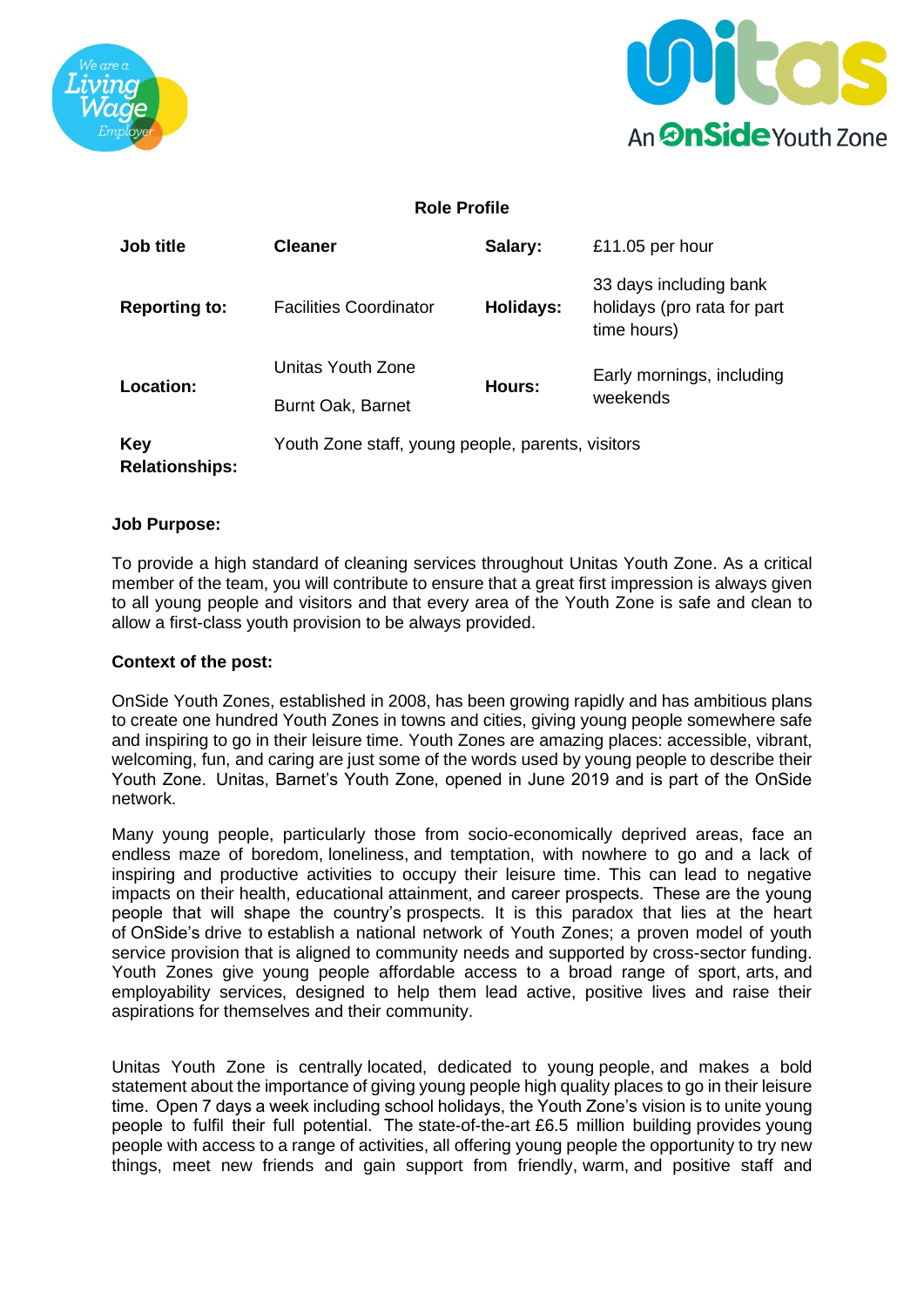## Role Profile

| | | | |
|---|---|---|---|
| **Job title** | **Cleaner** | **Salary:** | £11.05 per hour |
| **Reporting to:** | Facilities Coordinator | **Holidays:** | 33 days including bank holidays (pro rata for part time hours) |
| **Location:** | Unitas Youth Zone<br>Burnt Oak, Barnet | **Hours:** | Early mornings, including weekends |
| **Key Relationships:** | Youth Zone staff, young people, parents, visitors | | |

### Job Purpose:

To provide a high standard of cleaning services throughout Unitas Youth Zone. As a critical member of the team, you will contribute to ensure that a great first impression is always given to all young people and visitors and that every area of the Youth Zone is safe and clean to allow a first-class youth provision to be always provided.

### Context of the post:

OnSide Youth Zones, established in 2008, has been growing rapidly and has ambitious plans to create one hundred Youth Zones in towns and cities, giving young people somewhere safe and inspiring to go in their leisure time. Youth Zones are amazing places: accessible, vibrant, welcoming, fun, and caring are just some of the words used by young people to describe their Youth Zone. Unitas, Barnet's Youth Zone, opened in June 2019 and is part of the OnSide network.

Many young people, particularly those from socio-economically deprived areas, face an endless maze of boredom, loneliness, and temptation, with nowhere to go and a lack of inspiring and productive activities to occupy their leisure time. This can lead to negative impacts on their health, educational attainment, and career prospects. These are the young people that will shape the country's prospects. It is this paradox that lies at the heart of OnSide's drive to establish a national network of Youth Zones; a proven model of youth service provision that is aligned to community needs and supported by cross-sector funding. Youth Zones give young people affordable access to a broad range of sport, arts, and employability services, designed to help them lead active, positive lives and raise their aspirations for themselves and their community.

Unitas Youth Zone is centrally located, dedicated to young people, and makes a bold statement about the importance of giving young people high quality places to go in their leisure time. Open 7 days a week including school holidays, the Youth Zone's vision is to unite young people to fulfil their full potential. The state-of-the-art £6.5 million building provides young people with access to a range of activities, all offering young people the opportunity to try new things, meet new friends and gain support from friendly, warm, and positive staff and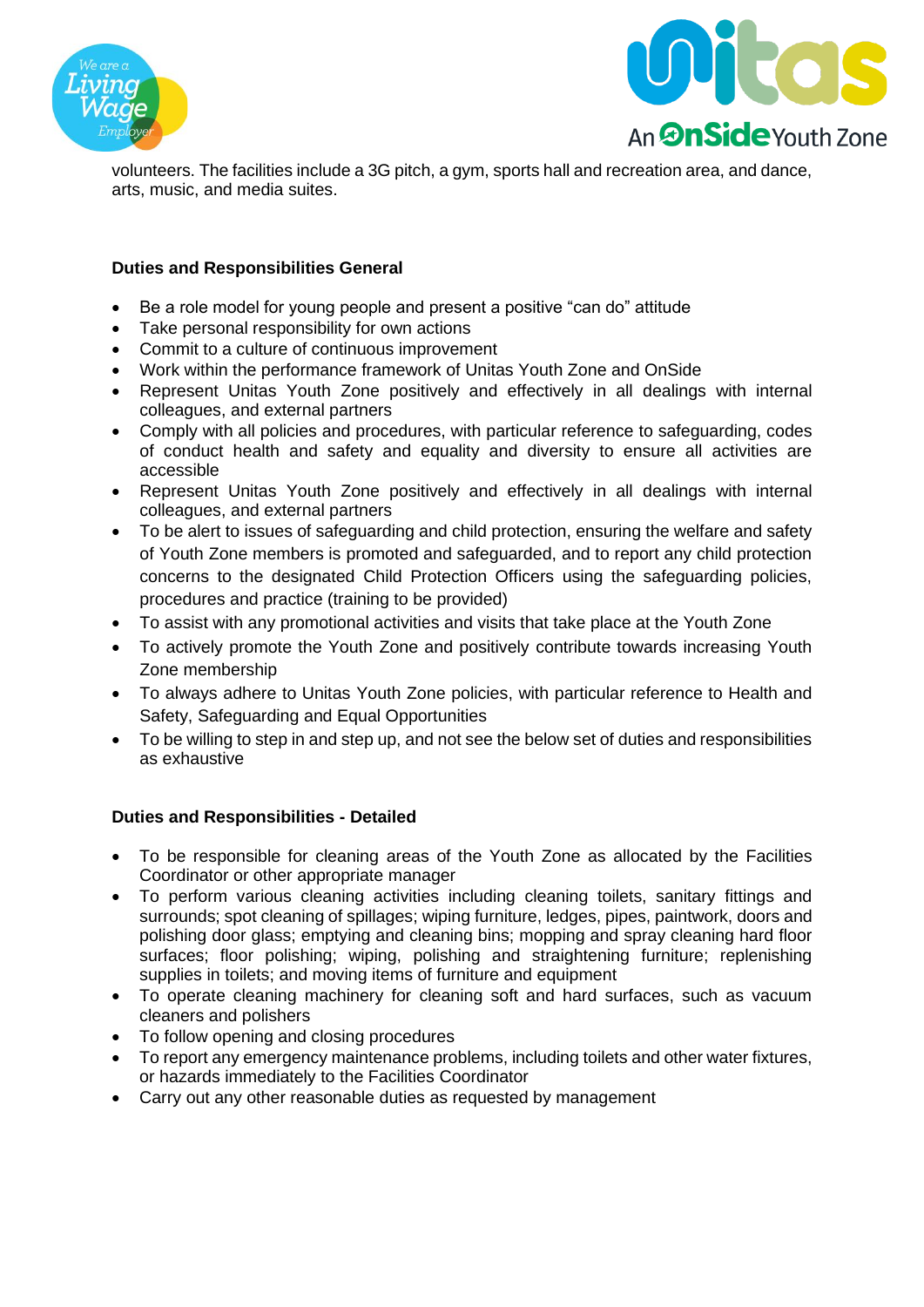volunteers. The facilities include a 3G pitch, a gym, sports hall and recreation area, and dance, arts, music, and media suites.

**Duties and Responsibilities General**

- Be a role model for young people and present a positive "can do" attitude
- Take personal responsibility for own actions
- Commit to a culture of continuous improvement
- Work within the performance framework of Unitas Youth Zone and OnSide
- Represent Unitas Youth Zone positively and effectively in all dealings with internal colleagues, and external partners
- Comply with all policies and procedures, with particular reference to safeguarding, codes of conduct health and safety and equality and diversity to ensure all activities are accessible
- Represent Unitas Youth Zone positively and effectively in all dealings with internal colleagues, and external partners
- To be alert to issues of safeguarding and child protection, ensuring the welfare and safety of Youth Zone members is promoted and safeguarded, and to report any child protection concerns to the designated Child Protection Officers using the safeguarding policies, procedures and practice (training to be provided)
- To assist with any promotional activities and visits that take place at the Youth Zone
- To actively promote the Youth Zone and positively contribute towards increasing Youth Zone membership
- To always adhere to Unitas Youth Zone policies, with particular reference to Health and Safety, Safeguarding and Equal Opportunities
- To be willing to step in and step up, and not see the below set of duties and responsibilities as exhaustive

**Duties and Responsibilities - Detailed**

- To be responsible for cleaning areas of the Youth Zone as allocated by the Facilities Coordinator or other appropriate manager
- To perform various cleaning activities including cleaning toilets, sanitary fittings and surrounds; spot cleaning of spillages; wiping furniture, ledges, pipes, paintwork, doors and polishing door glass; emptying and cleaning bins; mopping and spray cleaning hard floor surfaces; floor polishing; wiping, polishing and straightening furniture; replenishing supplies in toilets; and moving items of furniture and equipment
- To operate cleaning machinery for cleaning soft and hard surfaces, such as vacuum cleaners and polishers
- To follow opening and closing procedures
- To report any emergency maintenance problems, including toilets and other water fixtures, or hazards immediately to the Facilities Coordinator
- Carry out any other reasonable duties as requested by management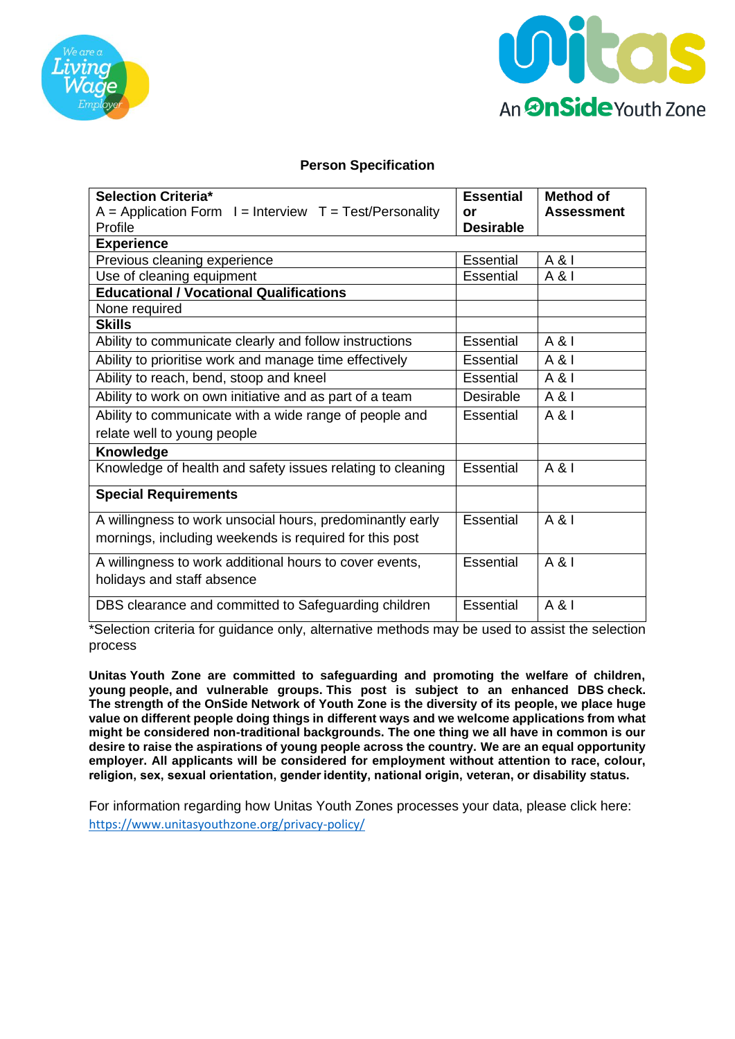**Person Specification**

| Selection Criteria* A = Application Form I = Interview T = Test/Personality Profile | Essential or Desirable | Method of Assessment |
|---|---|---|
| **Experience** | | |
| Previous cleaning experience | Essential | A & I |
| Use of cleaning equipment | Essential | A & I |
| **Educational / Vocational Qualifications** | | |
| None required | | |
| **Skills** | | |
| Ability to communicate clearly and follow instructions | Essential | A & I |
| Ability to prioritise work and manage time effectively | Essential | A & I |
| Ability to reach, bend, stoop and kneel | Essential | A & I |
| Ability to work on own initiative and as part of a team | Desirable | A & I |
| Ability to communicate with a wide range of people and relate well to young people | Essential | A & I |
| **Knowledge** | | |
| Knowledge of health and safety issues relating to cleaning | Essential | A & I |
| **Special Requirements** | | |
| A willingness to work unsocial hours, predominantly early mornings, including weekends is required for this post | Essential | A & I |
| A willingness to work additional hours to cover events, holidays and staff absence | Essential | A & I |
| DBS clearance and committed to Safeguarding children | Essential | A & I |

*Selection criteria for guidance only, alternative methods may be used to assist the selection process

**Unitas Youth Zone are committed to safeguarding and promoting the welfare of children, young people, and vulnerable groups. This post is subject to an enhanced DBS check. The strength of the OnSide Network of Youth Zone is the diversity of its people, we place huge value on different people doing things in different ways and we welcome applications from what might be considered non-traditional backgrounds. The one thing we all have in common is our desire to raise the aspirations of young people across the country. We are an equal opportunity employer. All applicants will be considered for employment without attention to race, colour, religion, sex, sexual orientation, gender identity, national origin, veteran, or disability status.**

For information regarding how Unitas Youth Zones processes your data, please click here: https://www.unitasyouthzone.org/privacy-policy/